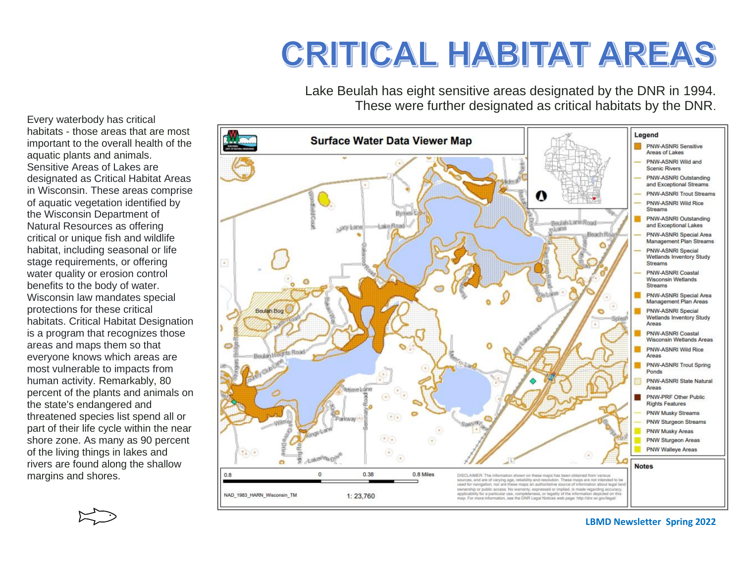# CRITICAL HABITAT AREAS

Lake Beulah has eight sensitive areas designated by the DNR in 1994. These were further designated as critical habitats by the DNR.

Every waterbody has critical habitats - those areas that are most important to the overall health of the aquatic plants and animals. Sensitive Areas of Lakes are designated as Critical Habitat Areas in Wisconsin. These areas comprise of aquatic vegetation identified by the Wisconsin Department of Natural Resources as offering critical or unique fish and wildlife habitat, including seasonal or life stage requirements, or offering water quality or erosion control benefits to the body of water. Wisconsin law mandates special protections for these critical habitats. Critical Habitat Designation is a program that recognizes those areas and maps them so that everyone knows which areas are most vulnerable to impacts from human activity. Remarkably, 80 percent of the plants and animals on the state's endangered and threatened species list spend all or part of their life cycle within the near shore zone. As many as 90 percent of the living things in lakes and rivers are found along the shallow margins and shores.

**Surface Water Data Viewer Map**

**Legend**
- PNW-ASNRI Sensitive Areas of Lakes
- PNW-ASNRI Wild and Scenic Rivers
- PNW-ASNRI Outstanding and Exceptional Streams
- PNW-ASNRI Trout Streams
- PNW-ASNRI Wild Rice Streams
- PNW-ASNRI Outstanding and Exceptional Lakes
- PNW-ASNRI Special Area Management Plan Streams
- PNW-ASNRI Special Wetlands Inventory Study Streams
- PNW-ASNRI Coastal Wisconsin Wetlands Streams
- PNW-ASNRI Special Area Management Plan Areas
- PNW-ASNRI Special Wetlands Inventory Study Areas
- PNW-ASNRI Coastal Wisconsin Wetlands Areas
- PNW-ASNRI Wild Rice Areas
- PNW-ASNRI Trout Spring Ponds
- PNW-ASNRI State Natural Areas
- PNW-PRF Other Public Rights Features
- PNW Musky Streams
- PNW Sturgeon Streams
- PNW Musky Areas
- PNW Sturgeon Areas
- PNW Walleye Areas

**Notes**

0.8 0 0.38 0.8 Miles

NAD_1983_HARN_Wisconsin_TM

1: 23,760

DISCLAIMER: The information shown on these maps has been obtained from various sources, and are of varying age, reliability and resolution. These maps are not intended to be used for navigation, nor are these maps an authoritative source of information about legal land ownership or public access. No warranty, expressed or implied, is made regarding accuracy, applicability for a particular use, completeness, or legality of the information depicted on this map. For more information, see the DNR Legal Notices web page: http://dnr.wi.gov/legal/

LBMD Newsletter Spring 2022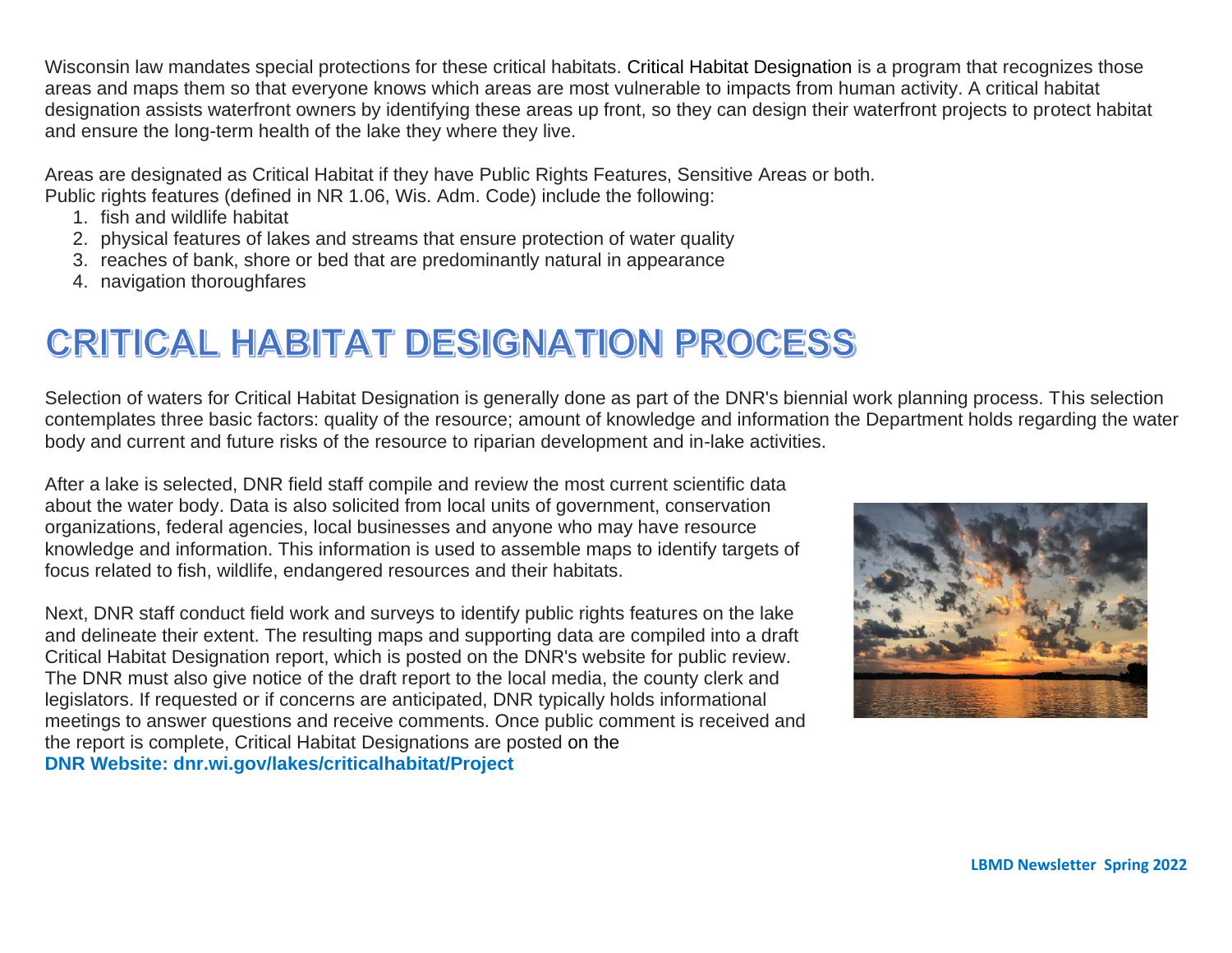Wisconsin law mandates special protections for these critical habitats. Critical Habitat Designation is a program that recognizes those areas and maps them so that everyone knows which areas are most vulnerable to impacts from human activity. A critical habitat designation assists waterfront owners by identifying these areas up front, so they can design their waterfront projects to protect habitat and ensure the long-term health of the lake they where they live.

Areas are designated as Critical Habitat if they have Public Rights Features, Sensitive Areas or both. Public rights features (defined in NR 1.06, Wis. Adm. Code) include the following:

1. fish and wildlife habitat
2. physical features of lakes and streams that ensure protection of water quality
3. reaches of bank, shore or bed that are predominantly natural in appearance
4. navigation thoroughfares

# CRITICAL HABITAT DESIGNATION PROCESS

Selection of waters for Critical Habitat Designation is generally done as part of the DNR's biennial work planning process. This selection contemplates three basic factors: quality of the resource; amount of knowledge and information the Department holds regarding the water body and current and future risks of the resource to riparian development and in-lake activities.

After a lake is selected, DNR field staff compile and review the most current scientific data about the water body. Data is also solicited from local units of government, conservation organizations, federal agencies, local businesses and anyone who may have resource knowledge and information. This information is used to assemble maps to identify targets of focus related to fish, wildlife, endangered resources and their habitats.

Next, DNR staff conduct field work and surveys to identify public rights features on the lake and delineate their extent. The resulting maps and supporting data are compiled into a draft Critical Habitat Designation report, which is posted on the DNR's website for public review. The DNR must also give notice of the draft report to the local media, the county clerk and legislators. If requested or if concerns are anticipated, DNR typically holds informational meetings to answer questions and receive comments. Once public comment is received and the report is complete, Critical Habitat Designations are posted on the **DNR Website: dnr.wi.gov/lakes/criticalhabitat/Project**